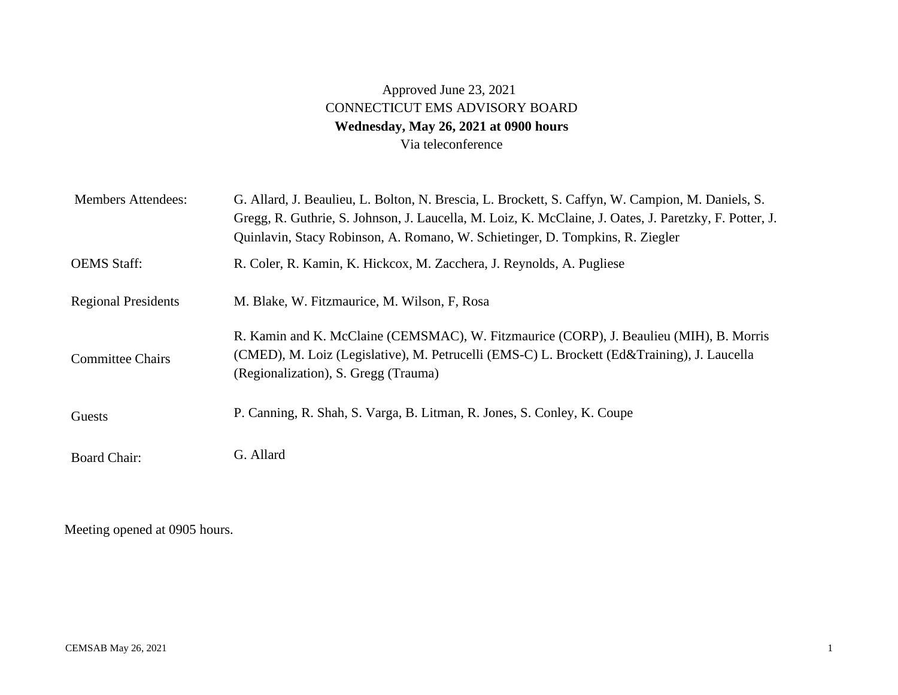Approved June 23, 2021

CONNECTICUT EMS ADVISORY BOARD

**Wednesday, May 26, 2021 at 0900 hours**

Via teleconference

| | |
|---|---|
| Members Attendees: | G. Allard, J. Beaulieu, L. Bolton, N. Brescia, L. Brockett, S. Caffyn, W. Campion, M. Daniels, S. Gregg, R. Guthrie, S. Johnson, J. Laucella, M. Loiz, K. McClaine, J. Oates, J. Paretzky, F. Potter, J. Quinlavin, Stacy Robinson, A. Romano, W. Schietinger, D. Tompkins, R. Ziegler |
| OEMS Staff: | R. Coler, R. Kamin, K. Hickcox, M. Zacchera, J. Reynolds, A. Pugliese |
| Regional Presidents | M. Blake, W. Fitzmaurice, M. Wilson, F, Rosa |
| Committee Chairs | R. Kamin and K. McClaine (CEMSMAC), W. Fitzmaurice (CORP), J. Beaulieu (MIH), B. Morris (CMED), M. Loiz (Legislative), M. Petrucelli (EMS-C) L. Brockett (Ed&Training), J. Laucella (Regionalization), S. Gregg (Trauma) |
| Guests | P. Canning, R. Shah, S. Varga, B. Litman, R. Jones, S. Conley, K. Coupe |
| Board Chair: | G. Allard |

Meeting opened at 0905 hours.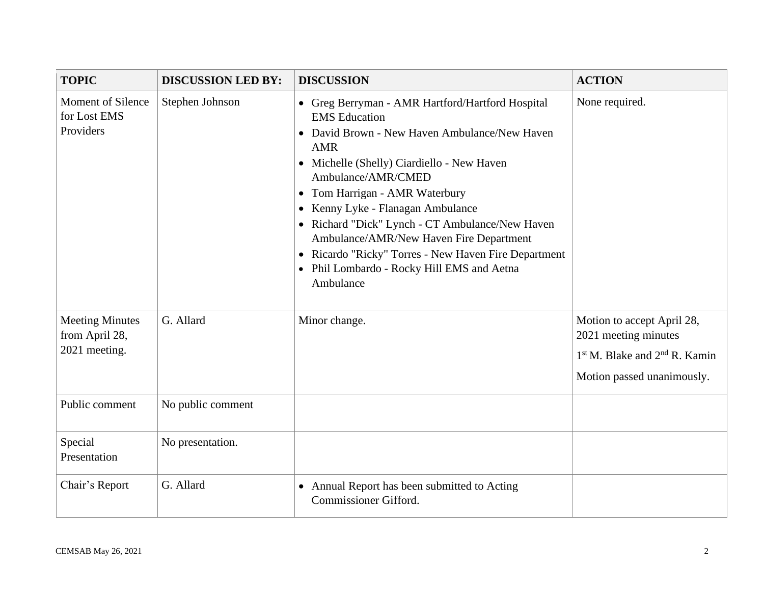| TOPIC | DISCUSSION LED BY: | DISCUSSION | ACTION |
|---|---|---|---|
| Moment of Silence for Lost EMS Providers | Stephen Johnson | • Greg Berryman - AMR Hartford/Hartford Hospital EMS Education<br>• David Brown - New Haven Ambulance/New Haven AMR<br>• Michelle (Shelly) Ciardiello - New Haven Ambulance/AMR/CMED<br>• Tom Harrigan - AMR Waterbury<br>• Kenny Lyke - Flanagan Ambulance<br>• Richard "Dick" Lynch - CT Ambulance/New Haven Ambulance/AMR/New Haven Fire Department<br>• Ricardo "Ricky" Torres - New Haven Fire Department<br>• Phil Lombardo - Rocky Hill EMS and Aetna Ambulance | None required. |
| Meeting Minutes from April 28, 2021 meeting. | G. Allard | Minor change. | Motion to accept April 28, 2021 meeting minutes<br>1st M. Blake and 2nd R. Kamin<br>Motion passed unanimously. |
| Public comment | No public comment | | |
| Special Presentation | No presentation. | | |
| Chair's Report | G. Allard | • Annual Report has been submitted to Acting Commissioner Gifford. | |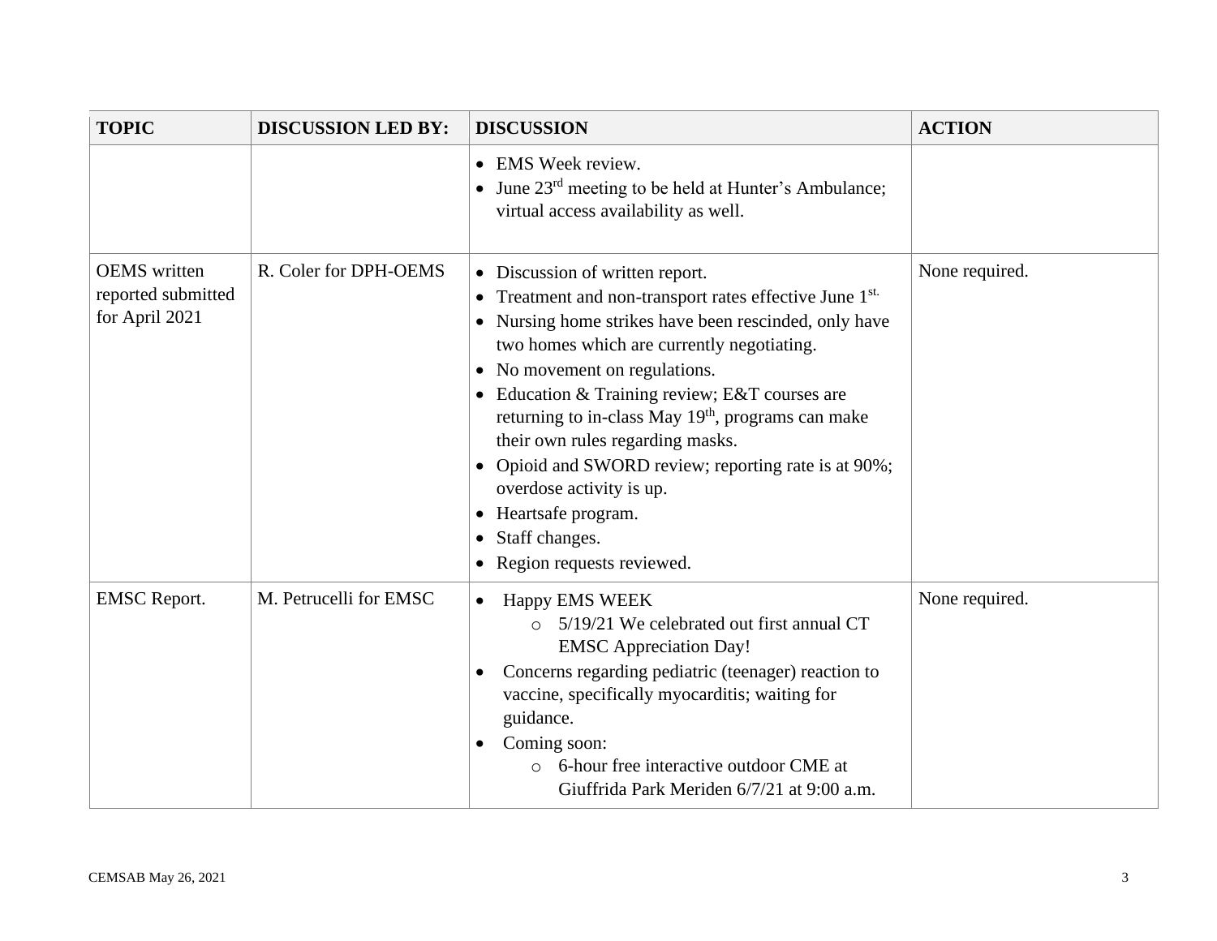| TOPIC | DISCUSSION LED BY: | DISCUSSION | ACTION |
|---|---|---|---|
| | | • EMS Week review.<br>• June 23rd meeting to be held at Hunter's Ambulance; virtual access availability as well. | |
| OEMS written reported submitted for April 2021 | R. Coler for DPH-OEMS | • Discussion of written report.<br>• Treatment and non-transport rates effective June 1st.<br>• Nursing home strikes have been rescinded, only have two homes which are currently negotiating.<br>• No movement on regulations.<br>• Education & Training review; E&T courses are returning to in-class May 19th, programs can make their own rules regarding masks.<br>• Opioid and SWORD review; reporting rate is at 90%; overdose activity is up.<br>• Heartsafe program.<br>• Staff changes.<br>• Region requests reviewed. | None required. |
| EMSC Report. | M. Petrucelli for EMSC | • Happy EMS WEEK<br>  ○ 5/19/21 We celebrated out first annual CT EMSC Appreciation Day!<br>• Concerns regarding pediatric (teenager) reaction to vaccine, specifically myocarditis; waiting for guidance.<br>• Coming soon:<br>  ○ 6-hour free interactive outdoor CME at Giuffrida Park Meriden 6/7/21 at 9:00 a.m. | None required. |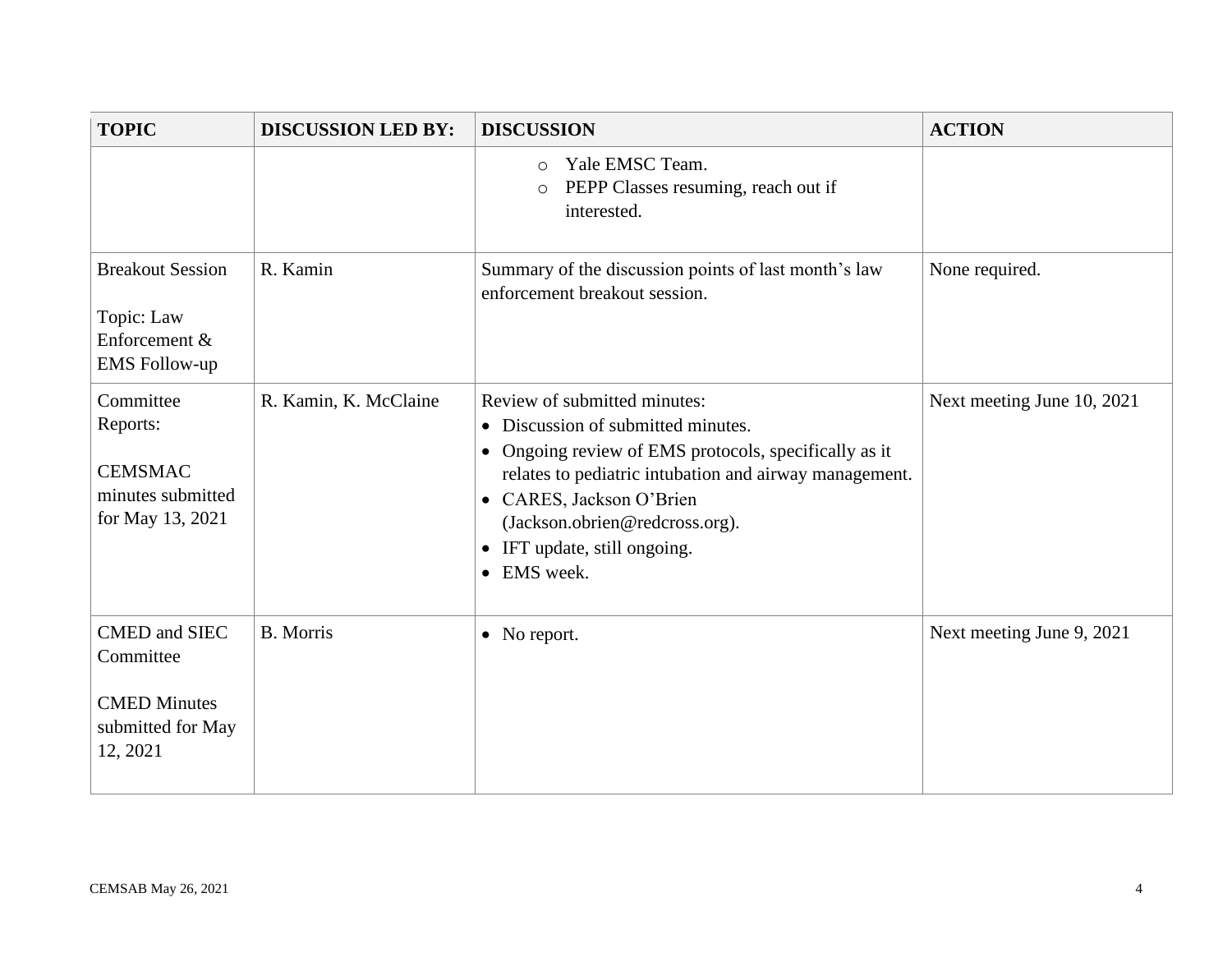| TOPIC | DISCUSSION LED BY: | DISCUSSION | ACTION |
|---|---|---|---|
| | | ◦ Yale EMSC Team.<br>◦ PEPP Classes resuming, reach out if interested. | |
| Breakout Session<br><br>Topic: Law Enforcement & EMS Follow-up | R. Kamin | Summary of the discussion points of last month's law enforcement breakout session. | None required. |
| Committee Reports:<br><br>CEMSMAC minutes submitted for May 13, 2021 | R. Kamin, K. McClaine | Review of submitted minutes:<br>• Discussion of submitted minutes.<br>• Ongoing review of EMS protocols, specifically as it relates to pediatric intubation and airway management.<br>• CARES, Jackson O'Brien (Jackson.obrien@redcross.org).<br>• IFT update, still ongoing.<br>• EMS week. | Next meeting June 10, 2021 |
| CMED and SIEC Committee<br><br>CMED Minutes submitted for May 12, 2021 | B. Morris | • No report. | Next meeting June 9, 2021 |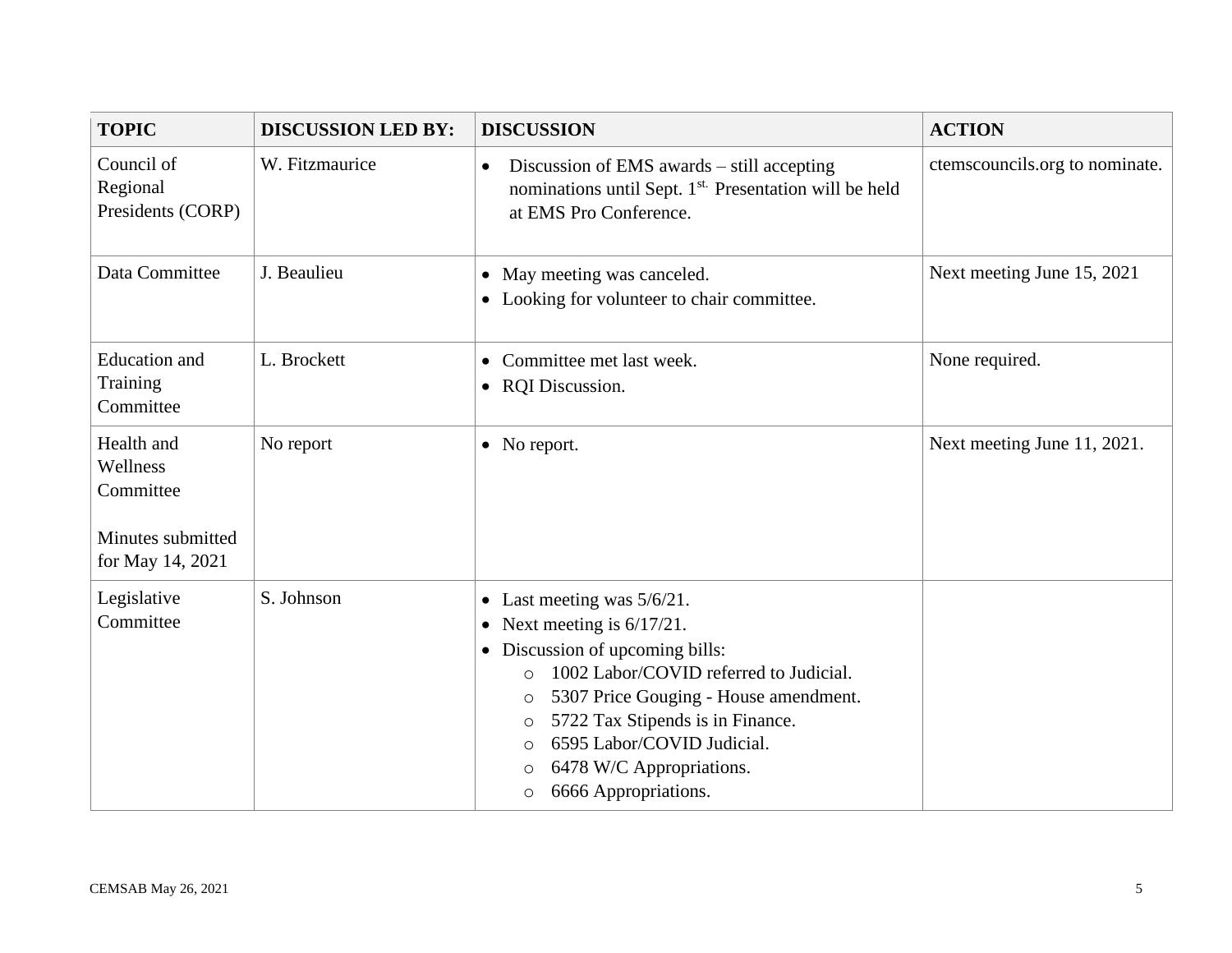| TOPIC | DISCUSSION LED BY: | DISCUSSION | ACTION |
|---|---|---|---|
| Council of Regional Presidents (CORP) | W. Fitzmaurice | • Discussion of EMS awards – still accepting nominations until Sept. 1st. Presentation will be held at EMS Pro Conference. | ctemscouncils.org to nominate. |
| Data Committee | J. Beaulieu | • May meeting was canceled.<br>• Looking for volunteer to chair committee. | Next meeting June 15, 2021 |
| Education and Training Committee | L. Brockett | • Committee met last week.<br>• RQI Discussion. | None required. |
| Health and Wellness Committee<br><br>Minutes submitted for May 14, 2021 | No report | • No report. | Next meeting June 11, 2021. |
| Legislative Committee | S. Johnson | • Last meeting was 5/6/21.<br>• Next meeting is 6/17/21.<br>• Discussion of upcoming bills:<br>&nbsp;&nbsp;○ 1002 Labor/COVID referred to Judicial.<br>&nbsp;&nbsp;○ 5307 Price Gouging - House amendment.<br>&nbsp;&nbsp;○ 5722 Tax Stipends is in Finance.<br>&nbsp;&nbsp;○ 6595 Labor/COVID Judicial.<br>&nbsp;&nbsp;○ 6478 W/C Appropriations.<br>&nbsp;&nbsp;○ 6666 Appropriations. | |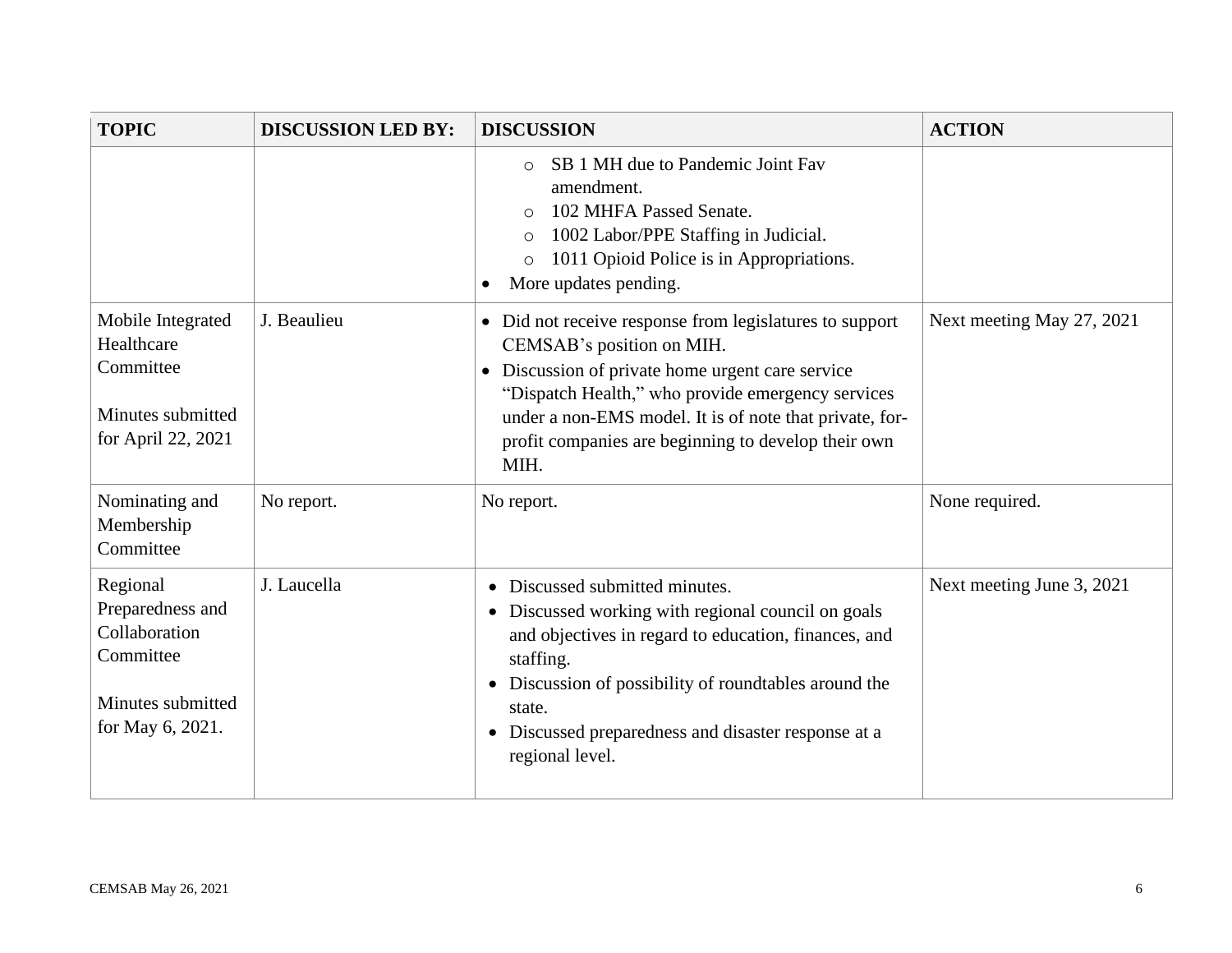| TOPIC | DISCUSSION LED BY: | DISCUSSION | ACTION |
|---|---|---|---|
| | | ◦ SB 1 MH due to Pandemic Joint Fav amendment.<br>◦ 102 MHFA Passed Senate.<br>◦ 1002 Labor/PPE Staffing in Judicial.<br>◦ 1011 Opioid Police is in Appropriations.<br>• More updates pending. | |
| Mobile Integrated Healthcare Committee<br><br>Minutes submitted for April 22, 2021 | J. Beaulieu | • Did not receive response from legislatures to support CEMSAB's position on MIH.<br>• Discussion of private home urgent care service "Dispatch Health," who provide emergency services under a non-EMS model. It is of note that private, for-profit companies are beginning to develop their own MIH. | Next meeting May 27, 2021 |
| Nominating and Membership Committee | No report. | No report. | None required. |
| Regional Preparedness and Collaboration Committee<br><br>Minutes submitted for May 6, 2021. | J. Laucella | • Discussed submitted minutes.<br>• Discussed working with regional council on goals and objectives in regard to education, finances, and staffing.<br>• Discussion of possibility of roundtables around the state.<br>• Discussed preparedness and disaster response at a regional level. | Next meeting June 3, 2021 |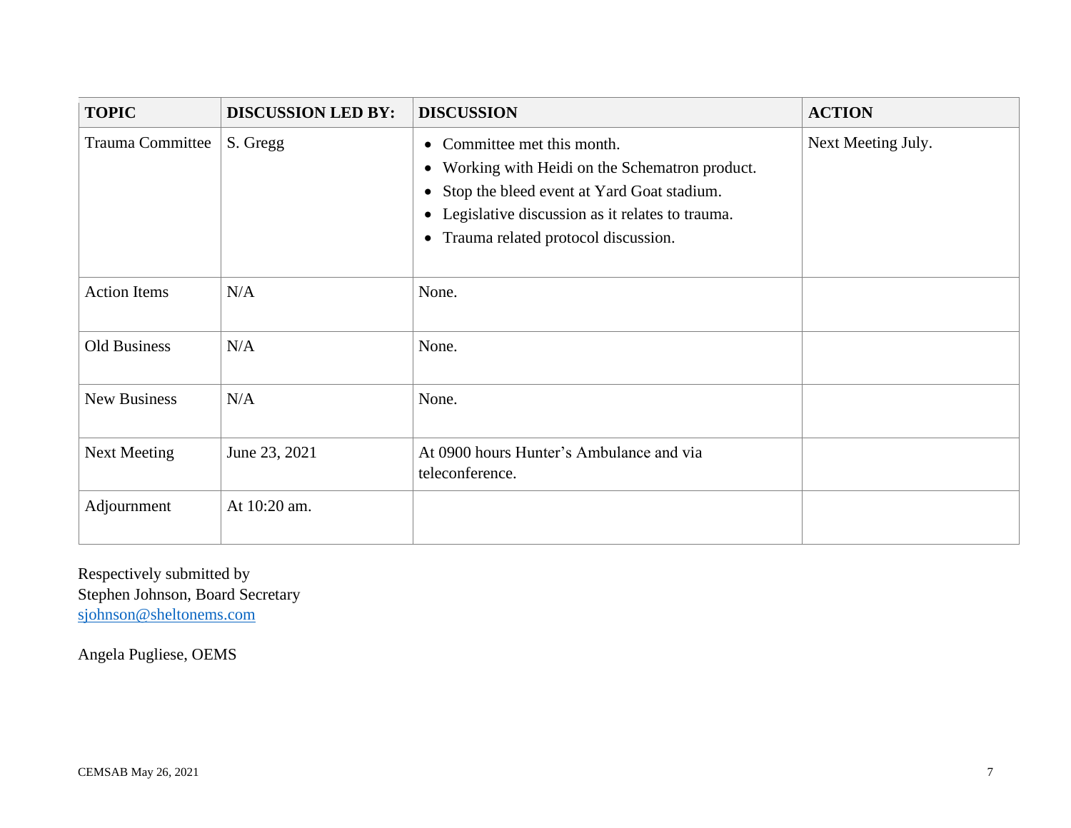| TOPIC | DISCUSSION LED BY: | DISCUSSION | ACTION |
|---|---|---|---|
| Trauma Committee | S. Gregg | • Committee met this month.<br>• Working with Heidi on the Schematron product.<br>• Stop the bleed event at Yard Goat stadium.<br>• Legislative discussion as it relates to trauma.<br>• Trauma related protocol discussion. | Next Meeting July. |
| Action Items | N/A | None. | |
| Old Business | N/A | None. | |
| New Business | N/A | None. | |
| Next Meeting | June 23, 2021 | At 0900 hours Hunter's Ambulance and via teleconference. | |
| Adjournment | At 10:20 am. | | |

Respectively submitted by
Stephen Johnson, Board Secretary
sjohnson@sheltonems.com

Angela Pugliese, OEMS